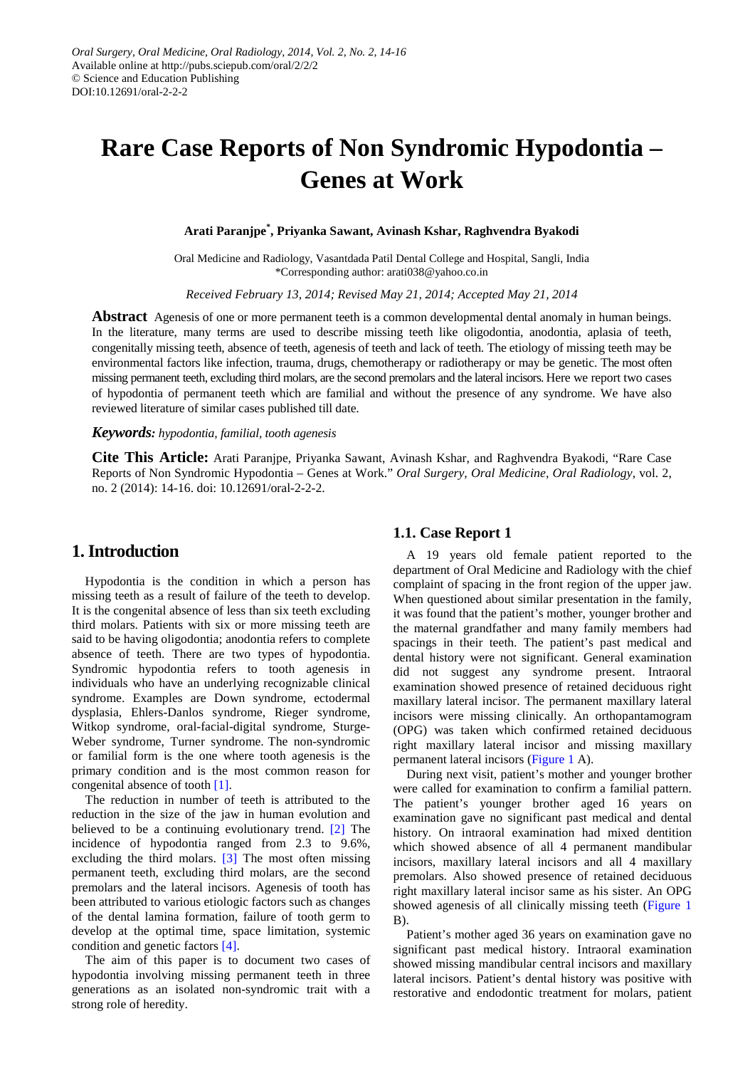*Oral Surgery, Oral Medicine, Oral Radiology, 2014, Vol. 2, No. 2, 14-16*
Available online at http://pubs.sciepub.com/oral/2/2/2
© Science and Education Publishing
DOI:10.12691/oral-2-2-2

# Rare Case Reports of Non Syndromic Hypodontia – Genes at Work

**Arati Paranjpe*, Priyanka Sawant, Avinash Kshar, Raghvendra Byakodi**

Oral Medicine and Radiology, Vasantdada Patil Dental College and Hospital, Sangli, India
*Corresponding author: arati038@yahoo.co.in

*Received February 13, 2014; Revised May 21, 2014; Accepted May 21, 2014*

**Abstract** Agenesis of one or more permanent teeth is a common developmental dental anomaly in human beings. In the literature, many terms are used to describe missing teeth like oligodontia, anodontia, aplasia of teeth, congenitally missing teeth, absence of teeth, agenesis of teeth and lack of teeth. The etiology of missing teeth may be environmental factors like infection, trauma, drugs, chemotherapy or radiotherapy or may be genetic. The most often missing permanent teeth, excluding third molars, are the second premolars and the lateral incisors. Here we report two cases of hypodontia of permanent teeth which are familial and without the presence of any syndrome. We have also reviewed literature of similar cases published till date.

***Keywords:*** *hypodontia, familial, tooth agenesis*

**Cite This Article:** Arati Paranjpe, Priyanka Sawant, Avinash Kshar, and Raghvendra Byakodi, "Rare Case Reports of Non Syndromic Hypodontia – Genes at Work." *Oral Surgery, Oral Medicine, Oral Radiology*, vol. 2, no. 2 (2014): 14-16. doi: 10.12691/oral-2-2-2.

## 1. Introduction

Hypodontia is the condition in which a person has missing teeth as a result of failure of the teeth to develop. It is the congenital absence of less than six teeth excluding third molars. Patients with six or more missing teeth are said to be having oligodontia; anodontia refers to complete absence of teeth. There are two types of hypodontia. Syndromic hypodontia refers to tooth agenesis in individuals who have an underlying recognizable clinical syndrome. Examples are Down syndrome, ectodermal dysplasia, Ehlers-Danlos syndrome, Rieger syndrome, Witkop syndrome, oral-facial-digital syndrome, Sturge-Weber syndrome, Turner syndrome. The non-syndromic or familial form is the one where tooth agenesis is the primary condition and is the most common reason for congenital absence of tooth [1].

The reduction in number of teeth is attributed to the reduction in the size of the jaw in human evolution and believed to be a continuing evolutionary trend. [2] The incidence of hypodontia ranged from 2.3 to 9.6%, excluding the third molars. [3] The most often missing permanent teeth, excluding third molars, are the second premolars and the lateral incisors. Agenesis of tooth has been attributed to various etiologic factors such as changes of the dental lamina formation, failure of tooth germ to develop at the optimal time, space limitation, systemic condition and genetic factors [4].

The aim of this paper is to document two cases of hypodontia involving missing permanent teeth in three generations as an isolated non-syndromic trait with a strong role of heredity.

### 1.1. Case Report 1

A 19 years old female patient reported to the department of Oral Medicine and Radiology with the chief complaint of spacing in the front region of the upper jaw. When questioned about similar presentation in the family, it was found that the patient's mother, younger brother and the maternal grandfather and many family members had spacings in their teeth. The patient's past medical and dental history were not significant. General examination did not suggest any syndrome present. Intraoral examination showed presence of retained deciduous right maxillary lateral incisor. The permanent maxillary lateral incisors were missing clinically. An orthopantamogram (OPG) was taken which confirmed retained deciduous right maxillary lateral incisor and missing maxillary permanent lateral incisors (Figure 1 A).

During next visit, patient's mother and younger brother were called for examination to confirm a familial pattern. The patient's younger brother aged 16 years on examination gave no significant past medical and dental history. On intraoral examination had mixed dentition which showed absence of all 4 permanent mandibular incisors, maxillary lateral incisors and all 4 maxillary premolars. Also showed presence of retained deciduous right maxillary lateral incisor same as his sister. An OPG showed agenesis of all clinically missing teeth (Figure 1 B).

Patient's mother aged 36 years on examination gave no significant past medical history. Intraoral examination showed missing mandibular central incisors and maxillary lateral incisors. Patient's dental history was positive with restorative and endodontic treatment for molars, patient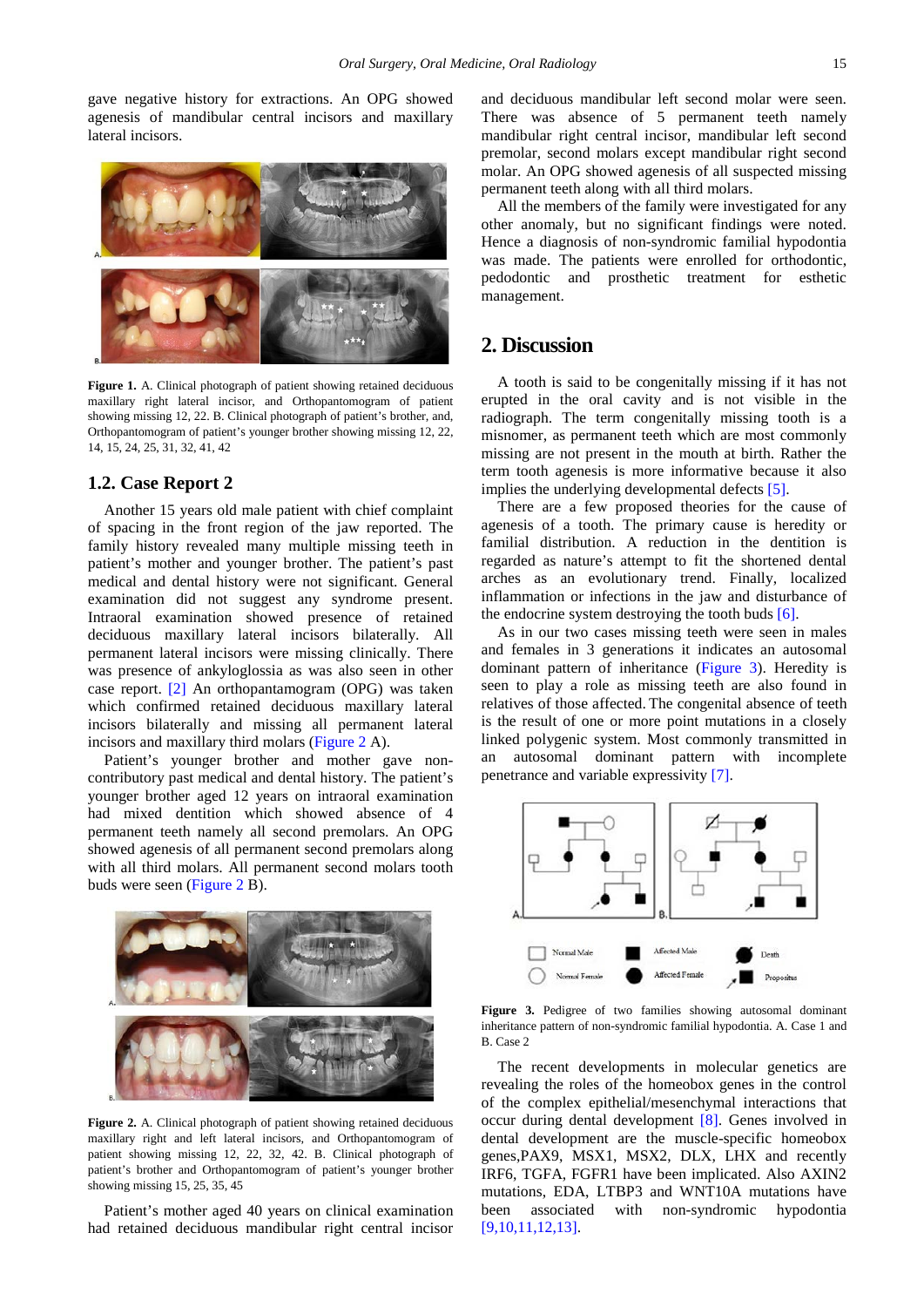gave negative history for extractions. An OPG showed agenesis of mandibular central incisors and maxillary lateral incisors.

**Figure 1.** A. Clinical photograph of patient showing retained deciduous maxillary right lateral incisor, and Orthopantomogram of patient showing missing 12, 22. B. Clinical photograph of patient's brother, and, Orthopantomogram of patient's younger brother showing missing 12, 22, 14, 15, 24, 25, 31, 32, 41, 42

### 1.2. Case Report 2

Another 15 years old male patient with chief complaint of spacing in the front region of the jaw reported. The family history revealed many multiple missing teeth in patient's mother and younger brother. The patient's past medical and dental history were not significant. General examination did not suggest any syndrome present. Intraoral examination showed presence of retained deciduous maxillary lateral incisors bilaterally. All permanent lateral incisors were missing clinically. There was presence of ankyloglossia as was also seen in other case report. [2] An orthopantamogram (OPG) was taken which confirmed retained deciduous maxillary lateral incisors bilaterally and missing all permanent lateral incisors and maxillary third molars (Figure 2 A).

Patient's younger brother and mother gave non-contributory past medical and dental history. The patient's younger brother aged 12 years on intraoral examination had mixed dentition which showed absence of 4 permanent teeth namely all second premolars. An OPG showed agenesis of all permanent second premolars along with all third molars. All permanent second molars tooth buds were seen (Figure 2 B).

**Figure 2.** A. Clinical photograph of patient showing retained deciduous maxillary right and left lateral incisors, and Orthopantomogram of patient showing missing 12, 22, 32, 42. B. Clinical photograph of patient's brother and Orthopantomogram of patient's younger brother showing missing 15, 25, 35, 45

Patient's mother aged 40 years on clinical examination had retained deciduous mandibular right central incisor and deciduous mandibular left second molar were seen. There was absence of 5 permanent teeth namely mandibular right central incisor, mandibular left second premolar, second molars except mandibular right second molar. An OPG showed agenesis of all suspected missing permanent teeth along with all third molars.

All the members of the family were investigated for any other anomaly, but no significant findings were noted. Hence a diagnosis of non-syndromic familial hypodontia was made. The patients were enrolled for orthodontic, pedodontic and prosthetic treatment for esthetic management.

## 2. Discussion

A tooth is said to be congenitally missing if it has not erupted in the oral cavity and is not visible in the radiograph. The term congenitally missing tooth is a misnomer, as permanent teeth which are most commonly missing are not present in the mouth at birth. Rather the term tooth agenesis is more informative because it also implies the underlying developmental defects [5].

There are a few proposed theories for the cause of agenesis of a tooth. The primary cause is heredity or familial distribution. A reduction in the dentition is regarded as nature's attempt to fit the shortened dental arches as an evolutionary trend. Finally, localized inflammation or infections in the jaw and disturbance of the endocrine system destroying the tooth buds [6].

As in our two cases missing teeth were seen in males and females in 3 generations it indicates an autosomal dominant pattern of inheritance (Figure 3). Heredity is seen to play a role as missing teeth are also found in relatives of those affected. The congenital absence of teeth is the result of one or more point mutations in a closely linked polygenic system. Most commonly transmitted in an autosomal dominant pattern with incomplete penetrance and variable expressivity [7].

**Figure 3.** Pedigree of two families showing autosomal dominant inheritance pattern of non-syndromic familial hypodontia. A. Case 1 and B. Case 2

The recent developments in molecular genetics are revealing the roles of the homeobox genes in the control of the complex epithelial/mesenchymal interactions that occur during dental development [8]. Genes involved in dental development are the muscle-specific homeobox genes,PAX9, MSX1, MSX2, DLX, LHX and recently IRF6, TGFA, FGFR1 have been implicated. Also AXIN2 mutations, EDA, LTBP3 and WNT10A mutations have been associated with non-syndromic hypodontia [9,10,11,12,13].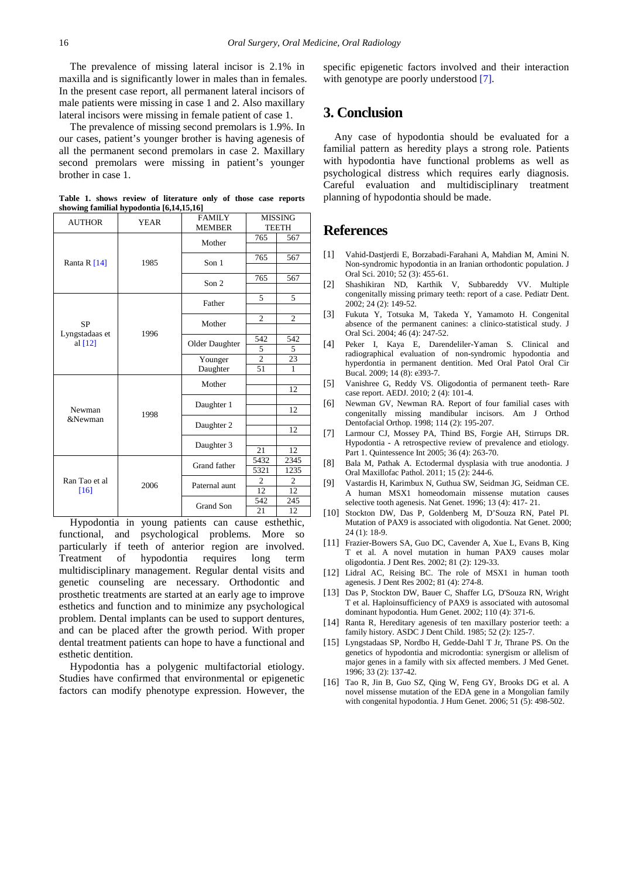The prevalence of missing lateral incisor is 2.1% in maxilla and is significantly lower in males than in females. In the present case report, all permanent lateral incisors of male patients were missing in case 1 and 2. Also maxillary lateral incisors were missing in female patient of case 1.

The prevalence of missing second premolars is 1.9%. In our cases, patient's younger brother is having agenesis of all the permanent second premolars in case 2. Maxillary second premolars were missing in patient's younger brother in case 1.

**Table 1. shows review of literature only of those case reports showing familial hypodontia [6,14,15,16]**

| AUTHOR | YEAR | FAMILY MEMBER | MISSING TEETH | |
|---|---|---|---|---|
| Ranta R [14] | 1985 | Mother | 765 | 567 |
| | | | | |
| | | Son 1 | 765 | 567 |
| | | | | |
| | | Son 2 | 765 | 567 |
| | | | | |
| SP Lyngstadaas et al [12] | 1996 | Father | 5 | 5 |
| | | | | |
| | | Mother | 2 | 2 |
| | | | | |
| | | Older Daughter | 542 | 542 |
| | | | 5 | 5 |
| | | Younger Daughter | 2 | 23 |
| | | | 51 | 1 |
| Newman &Newman | 1998 | Mother | | |
| | | | | 12 |
| | | Daughter 1 | | |
| | | | | 12 |
| | | Daughter 2 | | |
| | | | | 12 |
| | | Daughter 3 | | |
| | | | 21 | 12 |
| Ran Tao et al [16] | 2006 | Grand father | 5432 | 2345 |
| | | | 5321 | 1235 |
| | | Paternal aunt | 2 | 2 |
| | | | 12 | 12 |
| | | Grand Son | 542 | 245 |
| | | | 21 | 12 |

Hypodontia in young patients can cause esthethic, functional, and psychological problems. More so particularly if teeth of anterior region are involved. Treatment of hypodontia requires long term multidisciplinary management. Regular dental visits and genetic counseling are necessary. Orthodontic and prosthetic treatments are started at an early age to improve esthetics and function and to minimize any psychological problem. Dental implants can be used to support dentures, and can be placed after the growth period. With proper dental treatment patients can hope to have a functional and esthetic dentition.

Hypodontia has a polygenic multifactorial etiology. Studies have confirmed that environmental or epigenetic factors can modify phenotype expression. However, the specific epigenetic factors involved and their interaction with genotype are poorly understood [7].

## 3. Conclusion

Any case of hypodontia should be evaluated for a familial pattern as heredity plays a strong role. Patients with hypodontia have functional problems as well as psychological distress which requires early diagnosis. Careful evaluation and multidisciplinary treatment planning of hypodontia should be made.

## References

[1] Vahid-Dastjerdi E, Borzabadi-Farahani A, Mahdian M, Amini N. Non-syndromic hypodontia in an Iranian orthodontic population. J Oral Sci. 2010; 52 (3): 455-61.

[2] Shashikiran ND, Karthik V, Subbareddy VV. Multiple congenitally missing primary teeth: report of a case. Pediatr Dent. 2002; 24 (2): 149-52.

[3] Fukuta Y, Totsuka M, Takeda Y, Yamamoto H. Congenital absence of the permanent canines: a clinico-statistical study. J Oral Sci. 2004; 46 (4): 247-52.

[4] Peker I, Kaya E, Darendeliler-Yaman S. Clinical and radiographical evaluation of non-syndromic hypodontia and hyperdontia in permanent dentition. Med Oral Patol Oral Cir Bucal. 2009; 14 (8): e393-7.

[5] Vanishree G, Reddy VS. Oligodontia of permanent teeth- Rare case report. AEDJ. 2010; 2 (4): 101-4.

[6] Newman GV, Newman RA. Report of four familial cases with congenitally missing mandibular incisors. Am J Orthod Dentofacial Orthop. 1998; 114 (2): 195-207.

[7] Larmour CJ, Mossey PA, Thind BS, Forgie AH, Stirrups DR. Hypodontia - A retrospective review of prevalence and etiology. Part 1. Quintessence Int 2005; 36 (4): 263-70.

[8] Bala M, Pathak A. Ectodermal dysplasia with true anodontia. J Oral Maxillofac Pathol. 2011; 15 (2): 244-6.

[9] Vastardis H, Karimbux N, Guthua SW, Seidman JG, Seidman CE. A human MSX1 homeodomain missense mutation causes selective tooth agenesis. Nat Genet. 1996; 13 (4): 417- 21.

[10] Stockton DW, Das P, Goldenberg M, D'Souza RN, Patel PI. Mutation of PAX9 is associated with oligodontia. Nat Genet. 2000; 24 (1): 18-9.

[11] Frazier-Bowers SA, Guo DC, Cavender A, Xue L, Evans B, King T et al. A novel mutation in human PAX9 causes molar oligodontia. J Dent Res. 2002; 81 (2): 129-33.

[12] Lidral AC, Reising BC. The role of MSX1 in human tooth agenesis. J Dent Res 2002; 81 (4): 274-8.

[13] Das P, Stockton DW, Bauer C, Shaffer LG, D'Souza RN, Wright T et al. Haploinsufficiency of PAX9 is associated with autosomal dominant hypodontia. Hum Genet. 2002; 110 (4): 371-6.

[14] Ranta R, Hereditary agenesis of ten maxillary posterior teeth: a family history. ASDC J Dent Child. 1985; 52 (2): 125-7.

[15] Lyngstadaas SP, Nordbo H, Gedde-Dahl T Jr, Thrane PS. On the genetics of hypodontia and microdontia: synergism or allelism of major genes in a family with six affected members. J Med Genet. 1996; 33 (2): 137-42.

[16] Tao R, Jin B, Guo SZ, Qing W, Feng GY, Brooks DG et al. A novel missense mutation of the EDA gene in a Mongolian family with congenital hypodontia. J Hum Genet. 2006; 51 (5): 498-502.